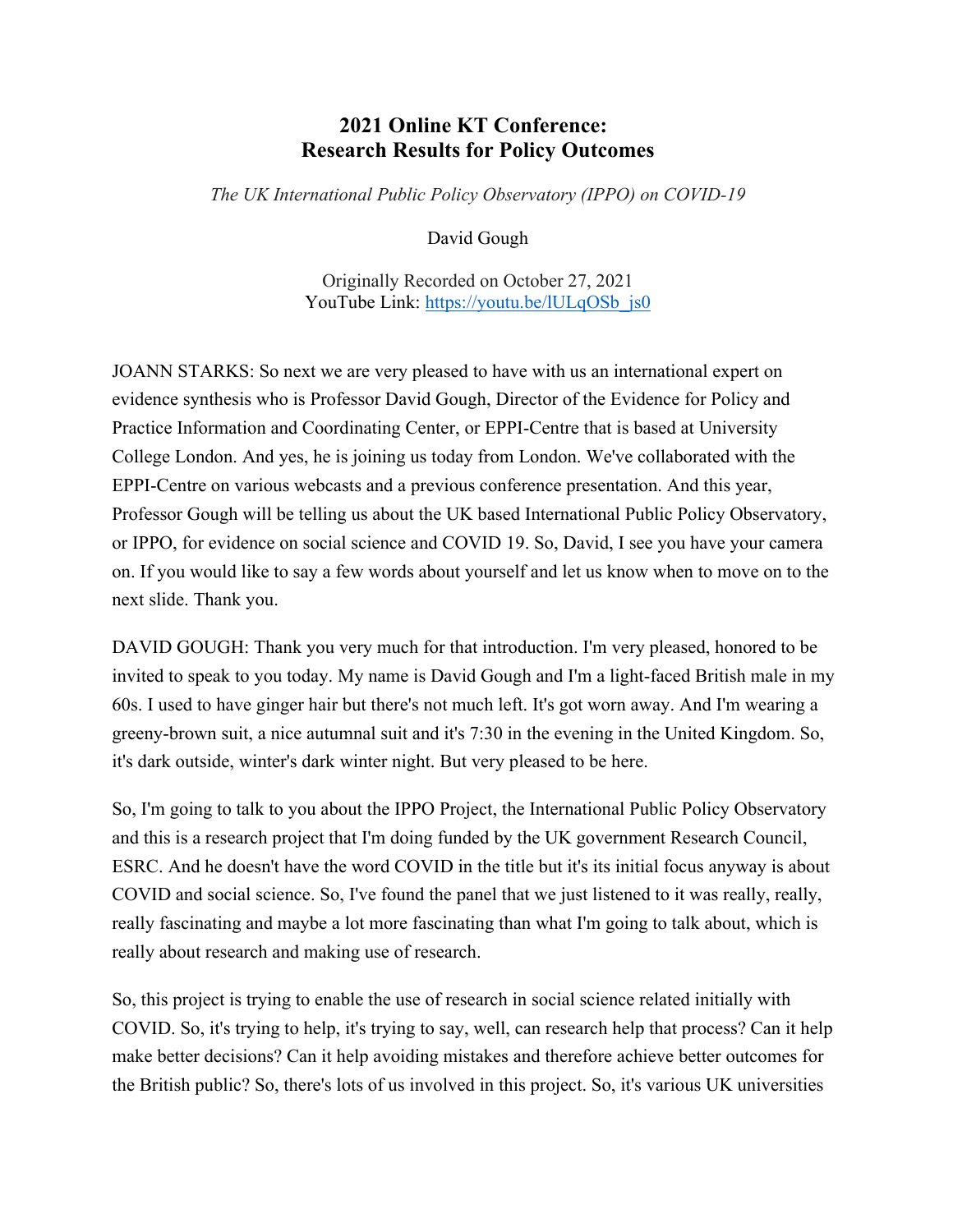# 2021 Online KT Conference:
# Research Results for Policy Outcomes

*The UK International Public Policy Observatory (IPPO) on COVID-19*

David Gough

Originally Recorded on October 27, 2021
YouTube Link: [https://youtu.be/lULqOSb_js0](https://youtu.be/lULqOSb_js0)

JOANN STARKS: So next we are very pleased to have with us an international expert on evidence synthesis who is Professor David Gough, Director of the Evidence for Policy and Practice Information and Coordinating Center, or EPPI-Centre that is based at University College London. And yes, he is joining us today from London. We've collaborated with the EPPI-Centre on various webcasts and a previous conference presentation. And this year, Professor Gough will be telling us about the UK based International Public Policy Observatory, or IPPO, for evidence on social science and COVID 19. So, David, I see you have your camera on. If you would like to say a few words about yourself and let us know when to move on to the next slide. Thank you.

DAVID GOUGH: Thank you very much for that introduction. I'm very pleased, honored to be invited to speak to you today. My name is David Gough and I'm a light-faced British male in my 60s. I used to have ginger hair but there's not much left. It's got worn away. And I'm wearing a greeny-brown suit, a nice autumnal suit and it's 7:30 in the evening in the United Kingdom. So, it's dark outside, winter's dark winter night. But very pleased to be here.

So, I'm going to talk to you about the IPPO Project, the International Public Policy Observatory and this is a research project that I'm doing funded by the UK government Research Council, ESRC. And he doesn't have the word COVID in the title but it's its initial focus anyway is about COVID and social science. So, I've found the panel that we just listened to it was really, really, really fascinating and maybe a lot more fascinating than what I'm going to talk about, which is really about research and making use of research.

So, this project is trying to enable the use of research in social science related initially with COVID. So, it's trying to help, it's trying to say, well, can research help that process? Can it help make better decisions? Can it help avoiding mistakes and therefore achieve better outcomes for the British public? So, there's lots of us involved in this project. So, it's various UK universities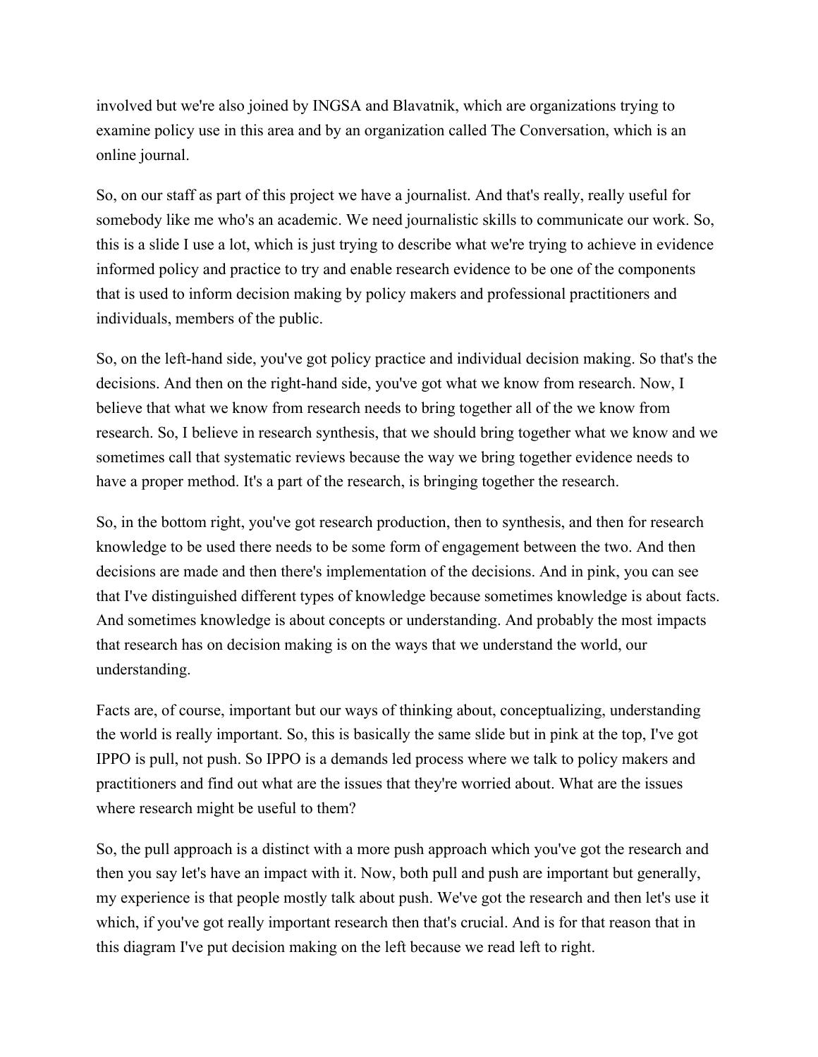involved but we're also joined by INGSA and Blavatnik, which are organizations trying to examine policy use in this area and by an organization called The Conversation, which is an online journal.

So, on our staff as part of this project we have a journalist. And that's really, really useful for somebody like me who's an academic. We need journalistic skills to communicate our work. So, this is a slide I use a lot, which is just trying to describe what we're trying to achieve in evidence informed policy and practice to try and enable research evidence to be one of the components that is used to inform decision making by policy makers and professional practitioners and individuals, members of the public.

So, on the left-hand side, you've got policy practice and individual decision making. So that's the decisions. And then on the right-hand side, you've got what we know from research. Now, I believe that what we know from research needs to bring together all of the we know from research. So, I believe in research synthesis, that we should bring together what we know and we sometimes call that systematic reviews because the way we bring together evidence needs to have a proper method. It's a part of the research, is bringing together the research.

So, in the bottom right, you've got research production, then to synthesis, and then for research knowledge to be used there needs to be some form of engagement between the two. And then decisions are made and then there's implementation of the decisions. And in pink, you can see that I've distinguished different types of knowledge because sometimes knowledge is about facts. And sometimes knowledge is about concepts or understanding. And probably the most impacts that research has on decision making is on the ways that we understand the world, our understanding.

Facts are, of course, important but our ways of thinking about, conceptualizing, understanding the world is really important. So, this is basically the same slide but in pink at the top, I've got IPPO is pull, not push. So IPPO is a demands led process where we talk to policy makers and practitioners and find out what are the issues that they're worried about. What are the issues where research might be useful to them?

So, the pull approach is a distinct with a more push approach which you've got the research and then you say let's have an impact with it. Now, both pull and push are important but generally, my experience is that people mostly talk about push. We've got the research and then let's use it which, if you've got really important research then that's crucial. And is for that reason that in this diagram I've put decision making on the left because we read left to right.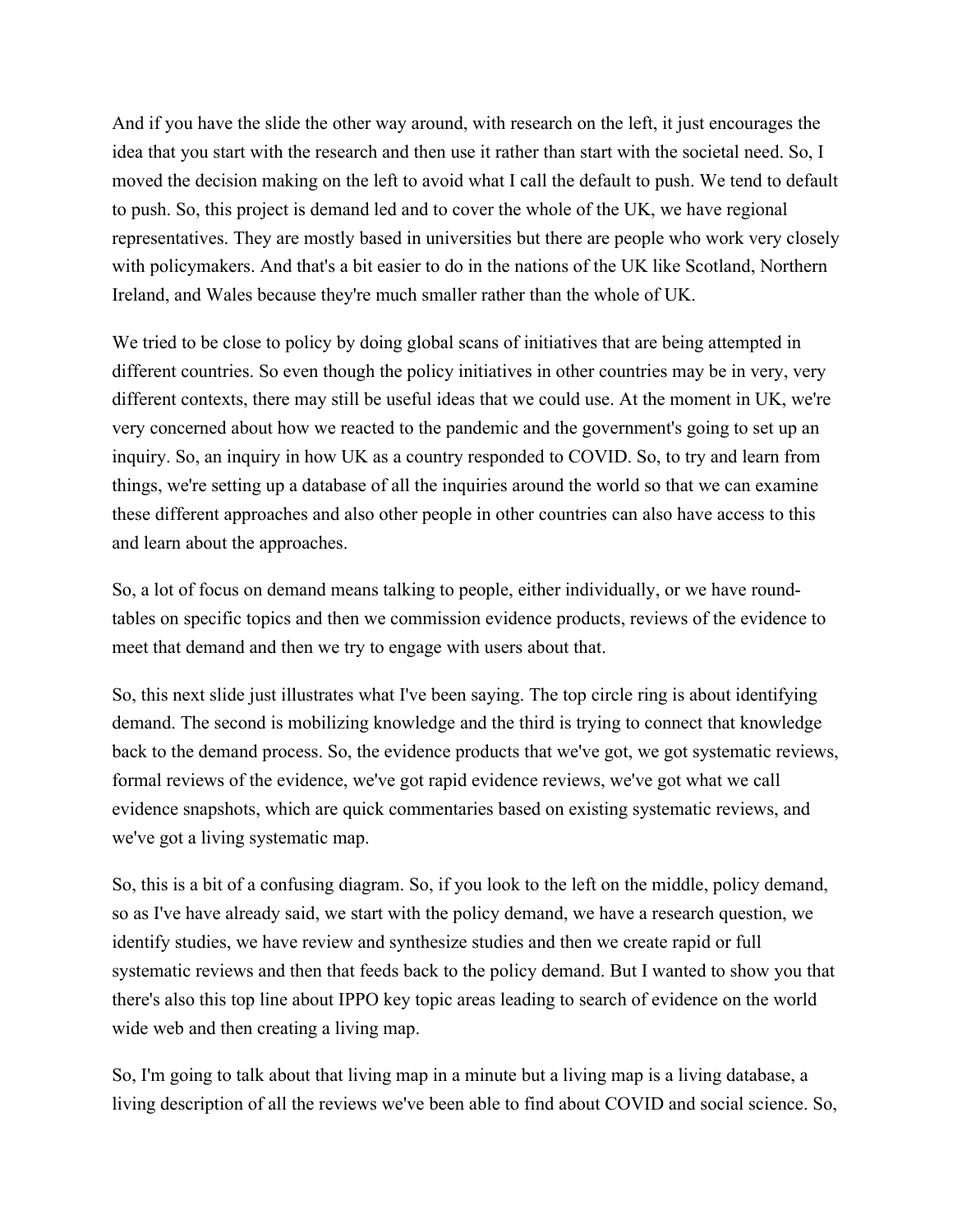And if you have the slide the other way around, with research on the left, it just encourages the idea that you start with the research and then use it rather than start with the societal need. So, I moved the decision making on the left to avoid what I call the default to push. We tend to default to push. So, this project is demand led and to cover the whole of the UK, we have regional representatives. They are mostly based in universities but there are people who work very closely with policymakers. And that's a bit easier to do in the nations of the UK like Scotland, Northern Ireland, and Wales because they're much smaller rather than the whole of UK.

We tried to be close to policy by doing global scans of initiatives that are being attempted in different countries. So even though the policy initiatives in other countries may be in very, very different contexts, there may still be useful ideas that we could use. At the moment in UK, we're very concerned about how we reacted to the pandemic and the government's going to set up an inquiry. So, an inquiry in how UK as a country responded to COVID. So, to try and learn from things, we're setting up a database of all the inquiries around the world so that we can examine these different approaches and also other people in other countries can also have access to this and learn about the approaches.

So, a lot of focus on demand means talking to people, either individually, or we have round-tables on specific topics and then we commission evidence products, reviews of the evidence to meet that demand and then we try to engage with users about that.

So, this next slide just illustrates what I've been saying. The top circle ring is about identifying demand. The second is mobilizing knowledge and the third is trying to connect that knowledge back to the demand process. So, the evidence products that we've got, we got systematic reviews, formal reviews of the evidence, we've got rapid evidence reviews, we've got what we call evidence snapshots, which are quick commentaries based on existing systematic reviews, and we've got a living systematic map.

So, this is a bit of a confusing diagram. So, if you look to the left on the middle, policy demand, so as I've have already said, we start with the policy demand, we have a research question, we identify studies, we have review and synthesize studies and then we create rapid or full systematic reviews and then that feeds back to the policy demand. But I wanted to show you that there's also this top line about IPPO key topic areas leading to search of evidence on the world wide web and then creating a living map.

So, I'm going to talk about that living map in a minute but a living map is a living database, a living description of all the reviews we've been able to find about COVID and social science. So,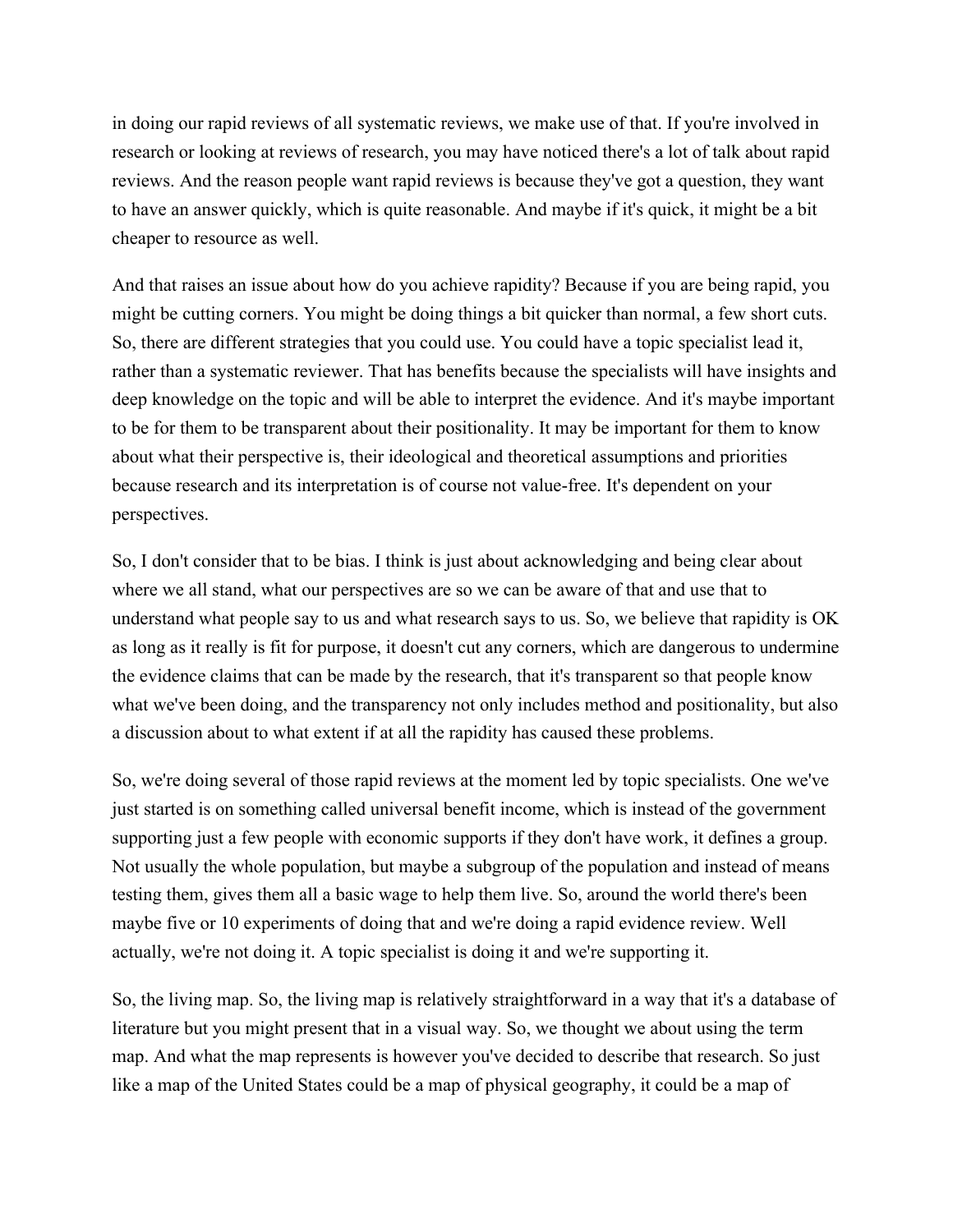in doing our rapid reviews of all systematic reviews, we make use of that. If you're involved in research or looking at reviews of research, you may have noticed there's a lot of talk about rapid reviews. And the reason people want rapid reviews is because they've got a question, they want to have an answer quickly, which is quite reasonable. And maybe if it's quick, it might be a bit cheaper to resource as well.

And that raises an issue about how do you achieve rapidity? Because if you are being rapid, you might be cutting corners. You might be doing things a bit quicker than normal, a few short cuts. So, there are different strategies that you could use. You could have a topic specialist lead it, rather than a systematic reviewer. That has benefits because the specialists will have insights and deep knowledge on the topic and will be able to interpret the evidence. And it's maybe important to be for them to be transparent about their positionality. It may be important for them to know about what their perspective is, their ideological and theoretical assumptions and priorities because research and its interpretation is of course not value-free. It's dependent on your perspectives.

So, I don't consider that to be bias. I think is just about acknowledging and being clear about where we all stand, what our perspectives are so we can be aware of that and use that to understand what people say to us and what research says to us. So, we believe that rapidity is OK as long as it really is fit for purpose, it doesn't cut any corners, which are dangerous to undermine the evidence claims that can be made by the research, that it's transparent so that people know what we've been doing, and the transparency not only includes method and positionality, but also a discussion about to what extent if at all the rapidity has caused these problems.

So, we're doing several of those rapid reviews at the moment led by topic specialists. One we've just started is on something called universal benefit income, which is instead of the government supporting just a few people with economic supports if they don't have work, it defines a group. Not usually the whole population, but maybe a subgroup of the population and instead of means testing them, gives them all a basic wage to help them live. So, around the world there's been maybe five or 10 experiments of doing that and we're doing a rapid evidence review. Well actually, we're not doing it. A topic specialist is doing it and we're supporting it.

So, the living map. So, the living map is relatively straightforward in a way that it's a database of literature but you might present that in a visual way. So, we thought we about using the term map. And what the map represents is however you've decided to describe that research. So just like a map of the United States could be a map of physical geography, it could be a map of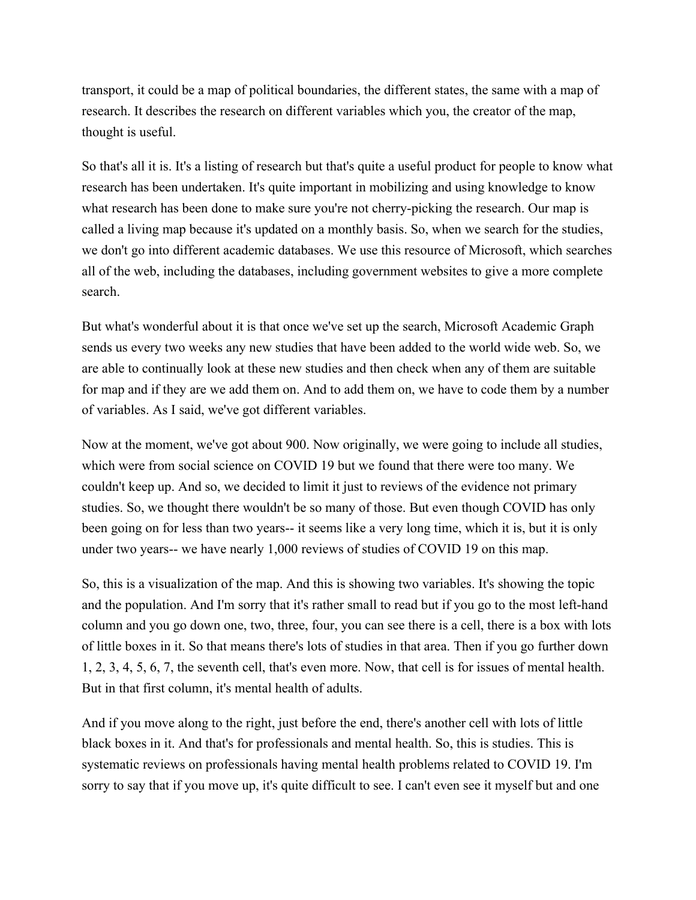transport, it could be a map of political boundaries, the different states, the same with a map of research. It describes the research on different variables which you, the creator of the map, thought is useful.

So that's all it is. It's a listing of research but that's quite a useful product for people to know what research has been undertaken. It's quite important in mobilizing and using knowledge to know what research has been done to make sure you're not cherry-picking the research. Our map is called a living map because it's updated on a monthly basis. So, when we search for the studies, we don't go into different academic databases. We use this resource of Microsoft, which searches all of the web, including the databases, including government websites to give a more complete search.

But what's wonderful about it is that once we've set up the search, Microsoft Academic Graph sends us every two weeks any new studies that have been added to the world wide web. So, we are able to continually look at these new studies and then check when any of them are suitable for map and if they are we add them on. And to add them on, we have to code them by a number of variables. As I said, we've got different variables.

Now at the moment, we've got about 900. Now originally, we were going to include all studies, which were from social science on COVID 19 but we found that there were too many. We couldn't keep up. And so, we decided to limit it just to reviews of the evidence not primary studies. So, we thought there wouldn't be so many of those. But even though COVID has only been going on for less than two years-- it seems like a very long time, which it is, but it is only under two years-- we have nearly 1,000 reviews of studies of COVID 19 on this map.

So, this is a visualization of the map. And this is showing two variables. It's showing the topic and the population. And I'm sorry that it's rather small to read but if you go to the most left-hand column and you go down one, two, three, four, you can see there is a cell, there is a box with lots of little boxes in it. So that means there's lots of studies in that area. Then if you go further down 1, 2, 3, 4, 5, 6, 7, the seventh cell, that's even more. Now, that cell is for issues of mental health. But in that first column, it's mental health of adults.

And if you move along to the right, just before the end, there's another cell with lots of little black boxes in it. And that's for professionals and mental health. So, this is studies. This is systematic reviews on professionals having mental health problems related to COVID 19. I'm sorry to say that if you move up, it's quite difficult to see. I can't even see it myself but and one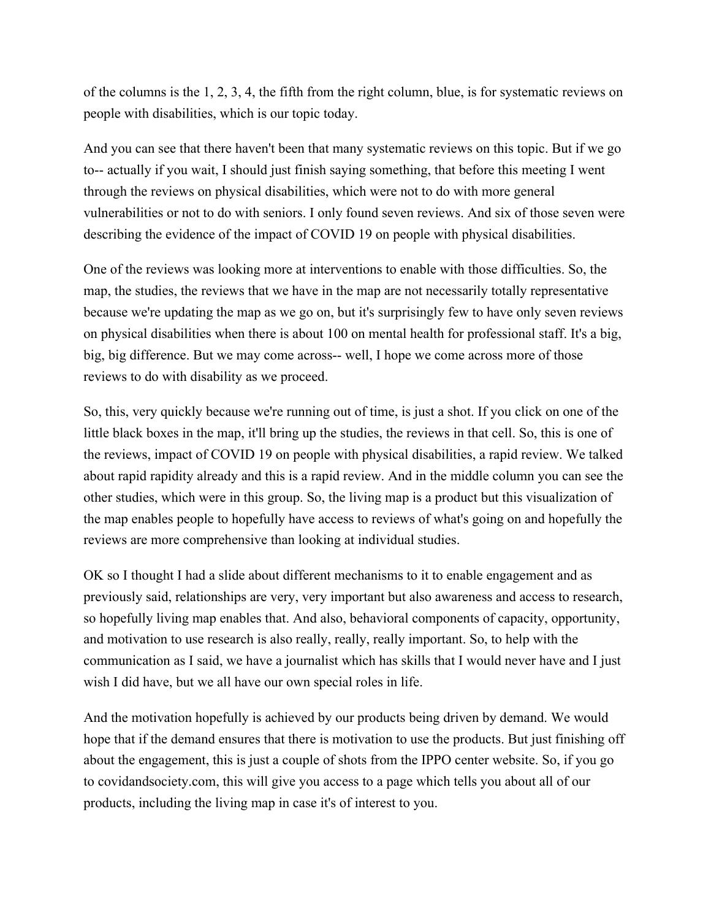of the columns is the 1, 2, 3, 4, the fifth from the right column, blue, is for systematic reviews on people with disabilities, which is our topic today.

And you can see that there haven't been that many systematic reviews on this topic. But if we go to-- actually if you wait, I should just finish saying something, that before this meeting I went through the reviews on physical disabilities, which were not to do with more general vulnerabilities or not to do with seniors. I only found seven reviews. And six of those seven were describing the evidence of the impact of COVID 19 on people with physical disabilities.

One of the reviews was looking more at interventions to enable with those difficulties. So, the map, the studies, the reviews that we have in the map are not necessarily totally representative because we're updating the map as we go on, but it's surprisingly few to have only seven reviews on physical disabilities when there is about 100 on mental health for professional staff. It's a big, big, big difference. But we may come across-- well, I hope we come across more of those reviews to do with disability as we proceed.

So, this, very quickly because we're running out of time, is just a shot. If you click on one of the little black boxes in the map, it'll bring up the studies, the reviews in that cell. So, this is one of the reviews, impact of COVID 19 on people with physical disabilities, a rapid review. We talked about rapid rapidity already and this is a rapid review. And in the middle column you can see the other studies, which were in this group. So, the living map is a product but this visualization of the map enables people to hopefully have access to reviews of what's going on and hopefully the reviews are more comprehensive than looking at individual studies.

OK so I thought I had a slide about different mechanisms to it to enable engagement and as previously said, relationships are very, very important but also awareness and access to research, so hopefully living map enables that. And also, behavioral components of capacity, opportunity, and motivation to use research is also really, really, really important. So, to help with the communication as I said, we have a journalist which has skills that I would never have and I just wish I did have, but we all have our own special roles in life.

And the motivation hopefully is achieved by our products being driven by demand. We would hope that if the demand ensures that there is motivation to use the products. But just finishing off about the engagement, this is just a couple of shots from the IPPO center website. So, if you go to covidandsociety.com, this will give you access to a page which tells you about all of our products, including the living map in case it's of interest to you.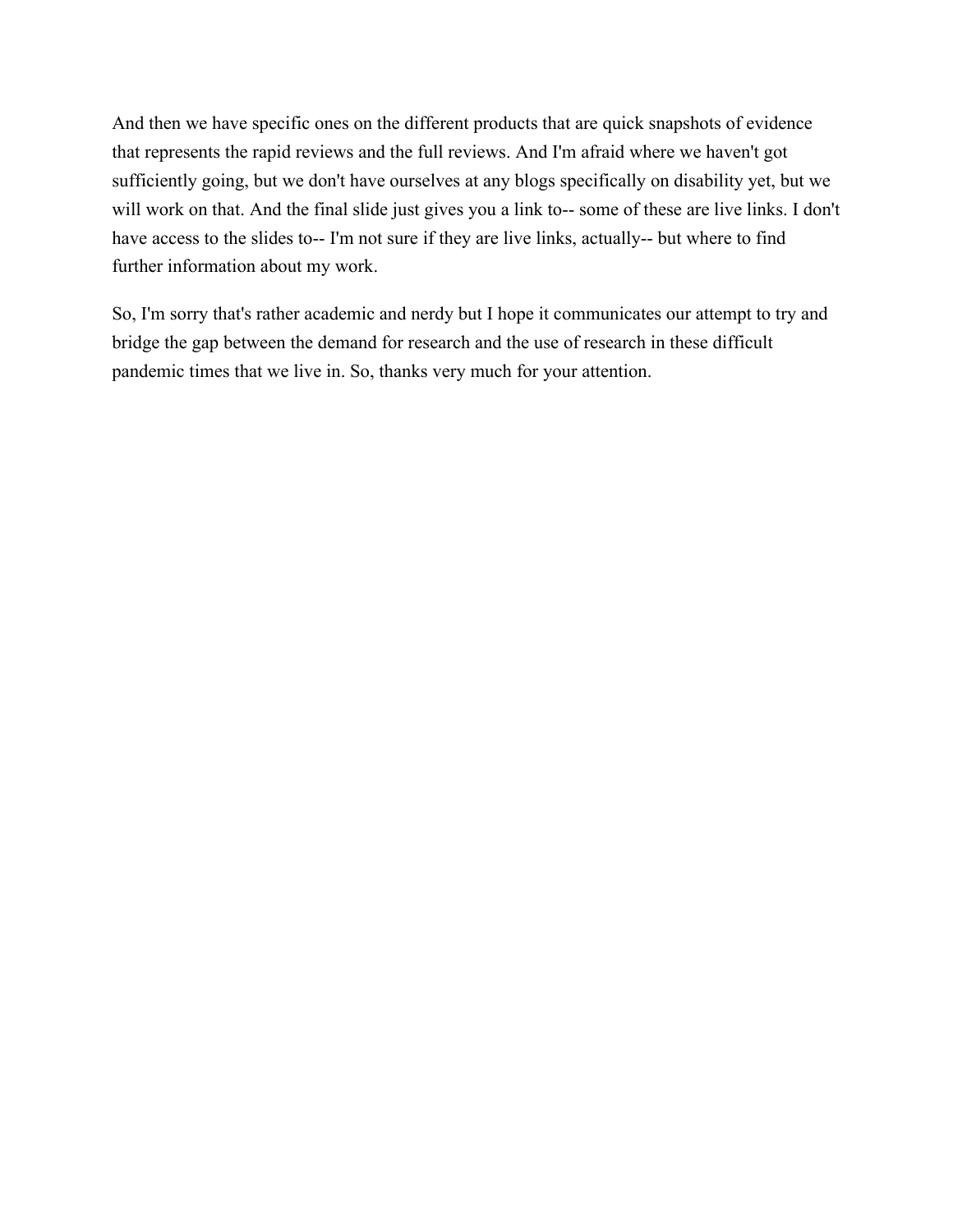And then we have specific ones on the different products that are quick snapshots of evidence that represents the rapid reviews and the full reviews. And I'm afraid where we haven't got sufficiently going, but we don't have ourselves at any blogs specifically on disability yet, but we will work on that. And the final slide just gives you a link to-- some of these are live links. I don't have access to the slides to-- I'm not sure if they are live links, actually-- but where to find further information about my work.

So, I'm sorry that's rather academic and nerdy but I hope it communicates our attempt to try and bridge the gap between the demand for research and the use of research in these difficult pandemic times that we live in. So, thanks very much for your attention.